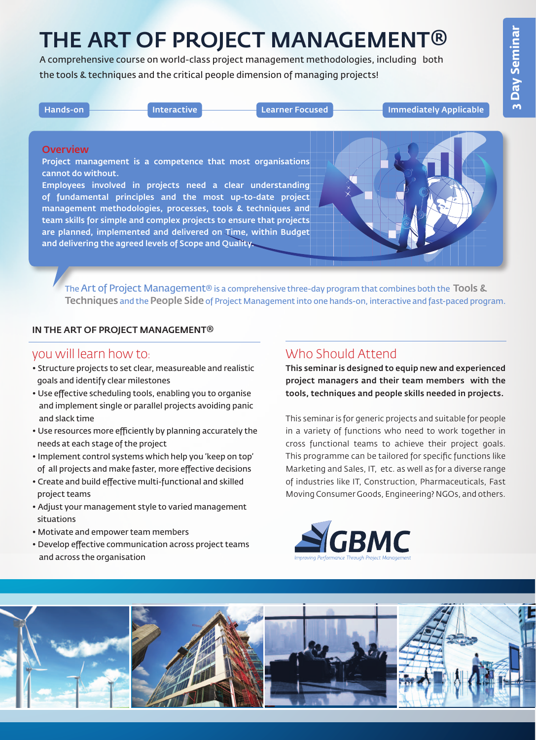# THE ART OF PROJECT MANAGEMENT®

A comprehensive course on world-class project management methodologies, including both the tools & techniques and the critical people dimension of managing projects!

**3 Day Seminar**

Hands-on | Interactive | Learner Focused | Immediately Applicable

## Overview

**Project management is a competence that most organisations cannot do without.**

**Employees involved in projects need a clear understanding of fundamental principles and the most up-to-date project management methodologies, processes, tools & techniques and team skills for simple and complex projects to ensure that projects are planned, implemented and delivered on Time, within Budget and delivering the agreed levels of Scope and Quality.**

The Art of Project Management® is a comprehensive three-day program that combines both the **Tools & Techniques** and the **People Side** of Project Management into one hands-on, interactive and fast-paced program.

### IN THE ART OF PROJECT MANAGEMENT®

## you will learn how to:

- Structure projects to set clear, measureable and realistic goals and identify clear milestones
- Use effective scheduling tools, enabling you to organise and implement single or parallel projects avoiding panic and slack time
- Use resources more efficiently by planning accurately the needs at each stage of the project
- Implement control systems which help you 'keep on top' of all projects and make faster, more effective decisions
- Create and build effective multi-functional and skilled project teams
- Adjust your management style to varied management situations
- Motivate and empower team members
- Develop effective communication across project teams and across the organisation

## Who Should Attend

**This seminar is designed to equip new and experienced project managers and their team members with the tools, techniques and people skills needed in projects.**

This seminar is for generic projects and suitable for people in a variety of functions who need to work together in cross functional teams to achieve their project goals. This programme can be tailored for specific functions like Marketing and Sales, IT, etc. as well as for a diverse range of industries like IT, Construction, Pharmaceuticals, Fast Moving Consumer Goods, Engineering? NGOs, and others.

GBMC

*Improving Performance Through Project Management*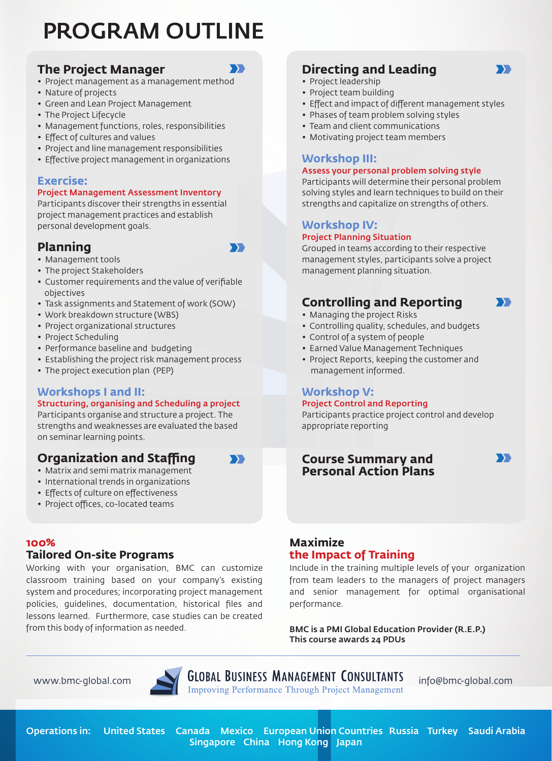# PROGRAM OUTLINE

## The Project Manager

- Project management as a management method
- Nature of projects
- Green and Lean Project Management
- The Project Lifecycle
- Management functions, roles, responsibilities
- Effect of cultures and values
- Project and line management responsibilities
- Effective project management in organizations

### Exercise:

**Project Management Assessment Inventory**

Participants discover their strengths in essential project management practices and establish personal development goals.

## Planning

- Management tools
- The project Stakeholders
- Customer requirements and the value of verifiable objectives
- Task assignments and Statement of work (SOW)
- Work breakdown structure (WBS)
- Project organizational structures
- Project Scheduling
- Performance baseline and budgeting
- Establishing the project risk management process
- The project execution plan (PEP)

### Workshops I and II:

**Structuring, organising and Scheduling a project**

Participants organise and structure a project. The strengths and weaknesses are evaluated the based on seminar learning points.

## Organization and Staffing

- Matrix and semi matrix management
- International trends in organizations
- Effects of culture on effectiveness
- Project offices, co-located teams

## Directing and Leading

- Project leadership
- Project team building
- Effect and impact of different management styles
- Phases of team problem solving styles
- Team and client communications
- Motivating project team members

### Workshop III:

**Assess your personal problem solving style**

Participants will determine their personal problem solving styles and learn techniques to build on their strengths and capitalize on strengths of others.

### Workshop IV:

**Project Planning Situation**

Grouped in teams according to their respective management styles, participants solve a project management planning situation.

## Controlling and Reporting

- Managing the project Risks
- Controlling quality, schedules, and budgets
- Control of a system of people
- Earned Value Management Techniques
- Project Reports, keeping the customer and management informed.

### Workshop V:

**Project Control and Reporting**

Participants practice project control and develop appropriate reporting

## Course Summary and Personal Action Plans

**100%**
**Tailored On-site Programs**

Working with your organisation, BMC can customize classroom training based on your company's existing system and procedures; incorporating project management policies, guidelines, documentation, historical files and lessons learned. Furthermore, case studies can be created from this body of information as needed.

**Maximize**
**the Impact of Training**

Include in the training multiple levels of your organization from team leaders to the managers of project managers and senior management for optimal organisational performance.

**BMC is a PMI Global Education Provider (R.E.P.)**
**This course awards 24 PDUs**

www.bmc-global.com

GLOBAL BUSINESS MANAGEMENT CONSULTANTS
Improving Performance Through Project Management

info@bmc-global.com

**Operations in:** United States Canada Mexico European Union Countries Russia Turkey Saudi Arabia Singapore China Hong Kong Japan